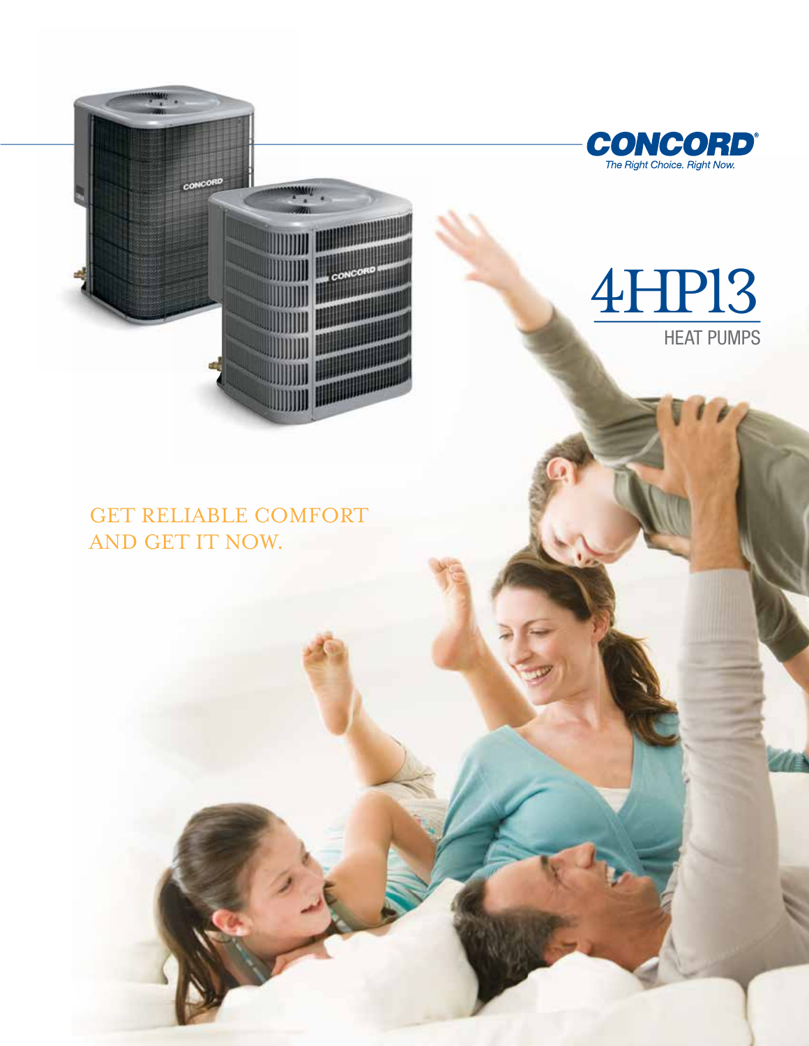**CONCORD®**

*The Right Choice. Right Now.*

# 4HP13

## HEAT PUMPS

GET RELIABLE COMFORT AND GET IT NOW.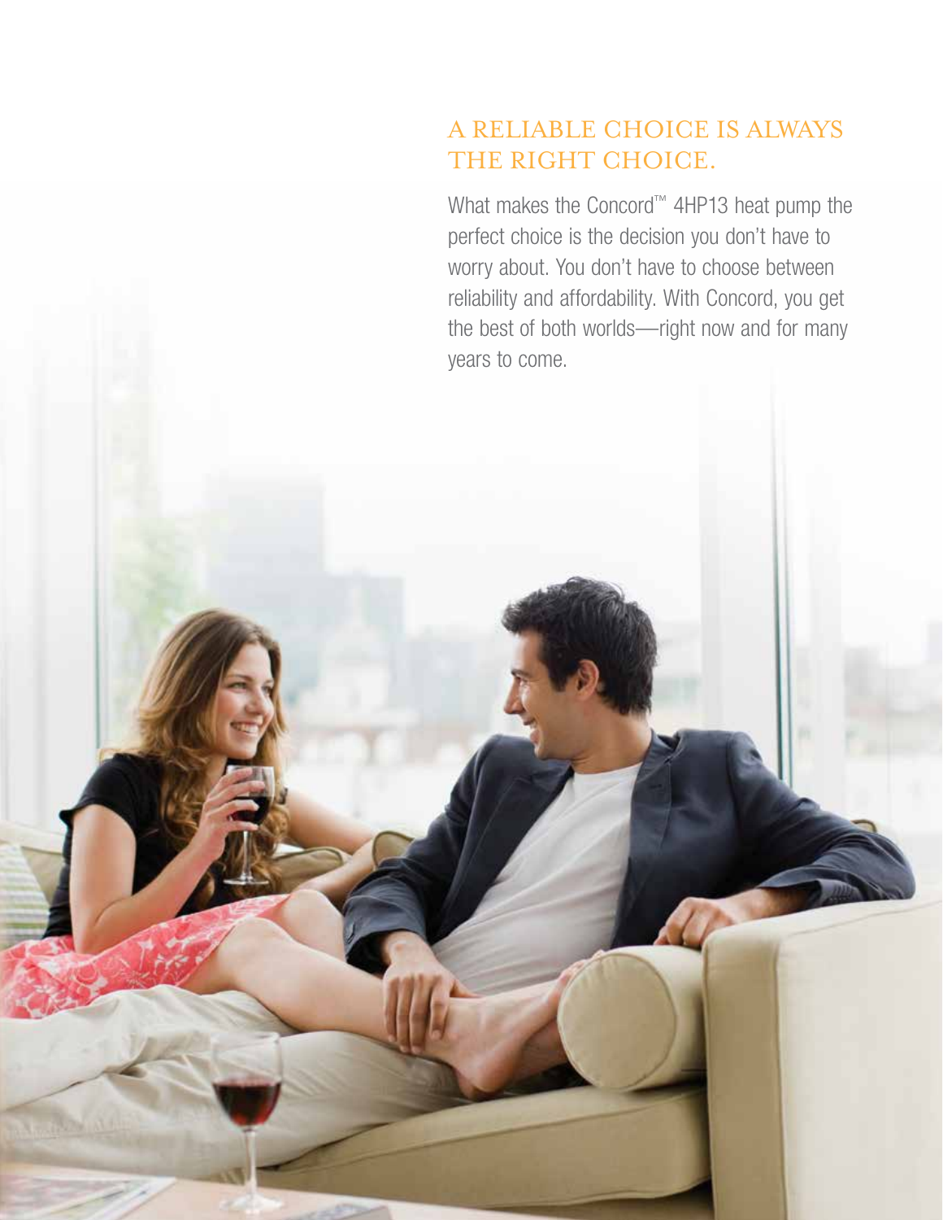## A RELIABLE CHOICE IS ALWAYS THE RIGHT CHOICE.

What makes the Concord™ 4HP13 heat pump the perfect choice is the decision you don't have to worry about. You don't have to choose between reliability and affordability. With Concord, you get the best of both worlds—right now and for many years to come.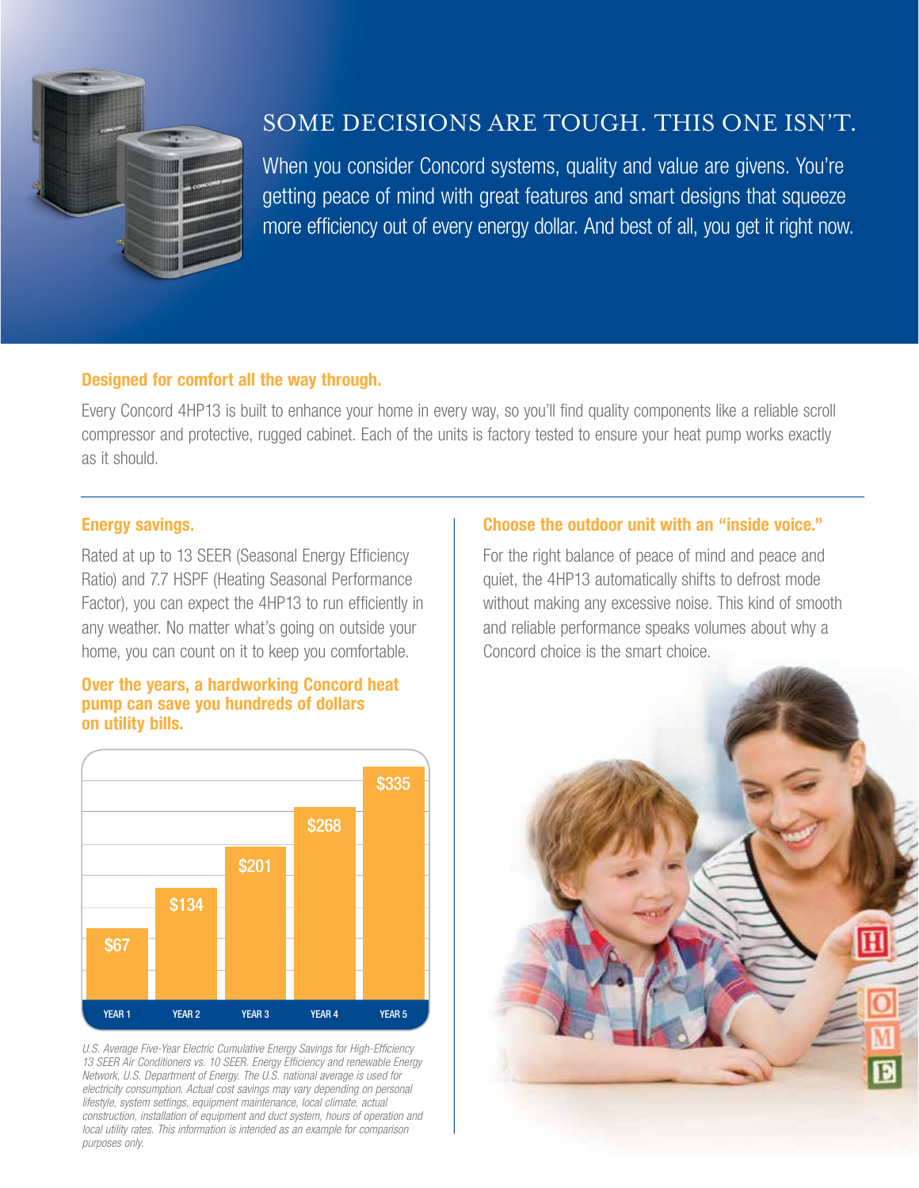# SOME DECISIONS ARE TOUGH. THIS ONE ISN'T.

When you consider Concord systems, quality and value are givens. You're getting peace of mind with great features and smart designs that squeeze more efficiency out of every energy dollar. And best of all, you get it right now.

## Designed for comfort all the way through.

Every Concord 4HP13 is built to enhance your home in every way, so you'll find quality components like a reliable scroll compressor and protective, rugged cabinet. Each of the units is factory tested to ensure your heat pump works exactly as it should.

## Energy savings.

Rated at up to 13 SEER (Seasonal Energy Efficiency Ratio) and 7.7 HSPF (Heating Seasonal Performance Factor), you can expect the 4HP13 to run efficiently in any weather. No matter what's going on outside your home, you can count on it to keep you comfortable.

### Over the years, a hardworking Concord heat pump can save you hundreds of dollars on utility bills.

| YEAR 1 | YEAR 2 | YEAR 3 | YEAR 4 | YEAR 5 |
|---|---|---|---|---|
| $67 | $134 | $201 | $268 | $335 |

*U.S. Average Five-Year Electric Cumulative Energy Savings for High-Efficiency 13 SEER Air Conditioners vs. 10 SEER. Energy Efficiency and renewable Energy Network, U.S. Department of Energy. The U.S. national average is used for electricity consumption. Actual cost savings may vary depending on personal lifestyle, system settings, equipment maintenance, local climate, actual construction, installation of equipment and duct system, hours of operation and local utility rates. This information is intended as an example for comparison purposes only.*

## Choose the outdoor unit with an "inside voice."

For the right balance of peace of mind and peace and quiet, the 4HP13 automatically shifts to defrost mode without making any excessive noise. This kind of smooth and reliable performance speaks volumes about why a Concord choice is the smart choice.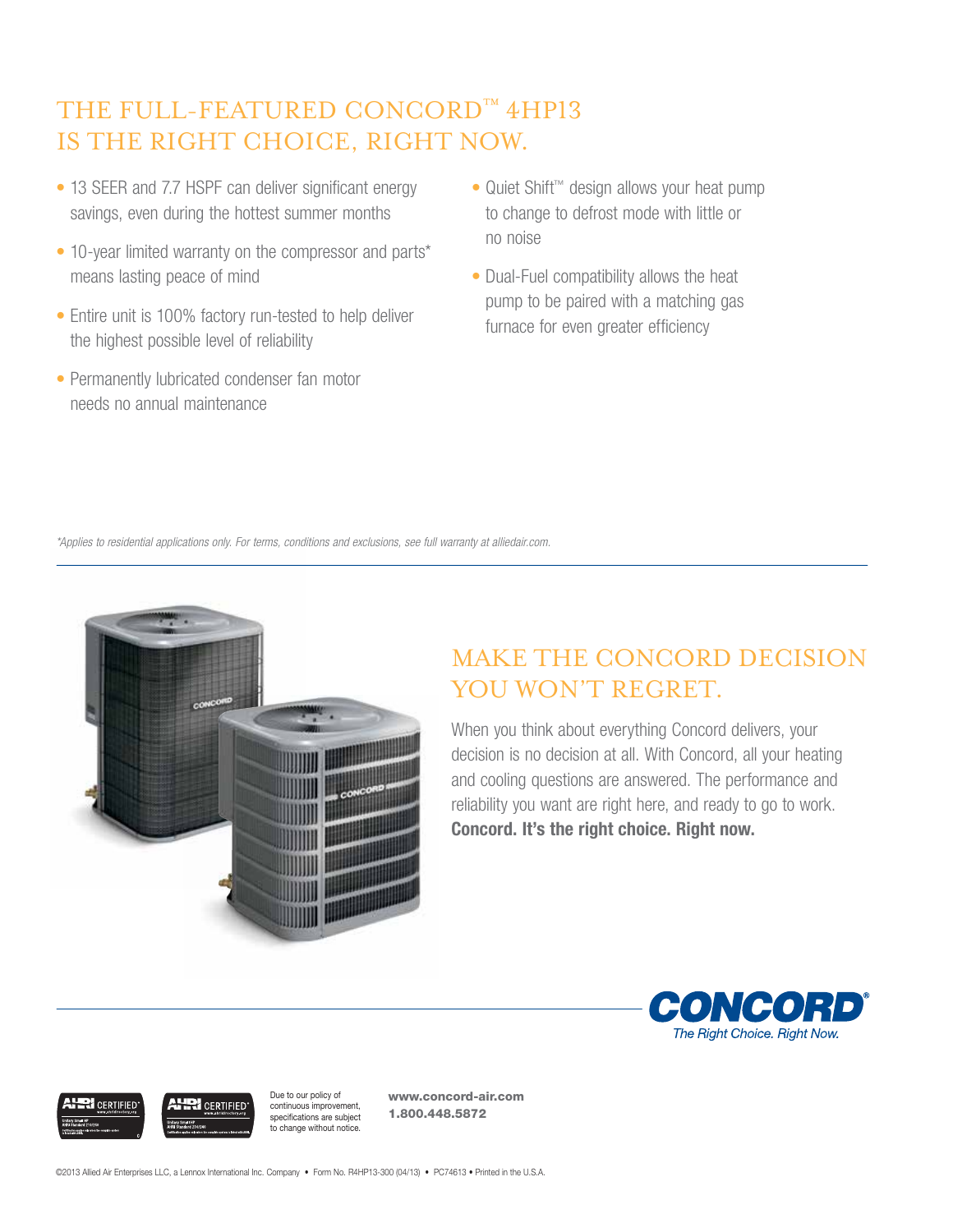# THE FULL-FEATURED CONCORD™ 4HP13 IS THE RIGHT CHOICE, RIGHT NOW.

- 13 SEER and 7.7 HSPF can deliver significant energy savings, even during the hottest summer months
- 10-year limited warranty on the compressor and parts* means lasting peace of mind
- Entire unit is 100% factory run-tested to help deliver the highest possible level of reliability
- Permanently lubricated condenser fan motor needs no annual maintenance
- Quiet Shift™ design allows your heat pump to change to defrost mode with little or no noise
- Dual-Fuel compatibility allows the heat pump to be paired with a matching gas furnace for even greater efficiency

*Applies to residential applications only. For terms, conditions and exclusions, see full warranty at alliedair.com.*

## MAKE THE CONCORD DECISION YOU WON'T REGRET.

When you think about everything Concord delivers, your decision is no decision at all. With Concord, all your heating and cooling questions are answered. The performance and reliability you want are right here, and ready to go to work. **Concord. It's the right choice. Right now.**

CONCORD®
The Right Choice. Right Now.

AHRI CERTIFIED®

AHRI CERTIFIED®

Due to our policy of continuous improvement, specifications are subject to change without notice.

**www.concord-air.com**
**1.800.448.5872**

©2013 Allied Air Enterprises LLC, a Lennox International Inc. Company • Form No. R4HP13-300 (04/13) • PC74613 • Printed in the U.S.A.